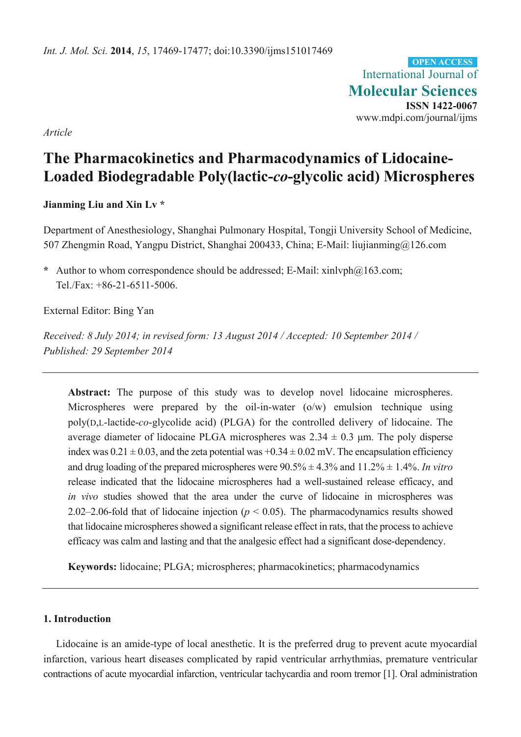*Int. J. Mol. Sci.* **2014**, *15*, 17469-17477; doi:10.3390/ijms151017469

OPEN ACCESS

International Journal of **Molecular Sciences**

**ISSN 1422-0067**

www.mdpi.com/journal/ijms

*Article*

# The Pharmacokinetics and Pharmacodynamics of Lidocaine-Loaded Biodegradable Poly(lactic-*co*-glycolic acid) Microspheres

**Jianming Liu and Xin Lv \***

Department of Anesthesiology, Shanghai Pulmonary Hospital, Tongji University School of Medicine, 507 Zhengmin Road, Yangpu District, Shanghai 200433, China; E-Mail: liujianming@126.com

**\*** Author to whom correspondence should be addressed; E-Mail: xinlvph@163.com; Tel./Fax: +86-21-6511-5006.

External Editor: Bing Yan

*Received: 8 July 2014; in revised form: 13 August 2014 / Accepted: 10 September 2014 / Published: 29 September 2014*

**Abstract:** The purpose of this study was to develop novel lidocaine microspheres. Microspheres were prepared by the oil-in-water (o/w) emulsion technique using poly(D,L-lactide-*co*-glycolide acid) (PLGA) for the controlled delivery of lidocaine. The average diameter of lidocaine PLGA microspheres was 2.34 ± 0.3 μm. The poly disperse index was 0.21 ± 0.03, and the zeta potential was +0.34 ± 0.02 mV. The encapsulation efficiency and drug loading of the prepared microspheres were 90.5% ± 4.3% and 11.2% ± 1.4%. *In vitro* release indicated that the lidocaine microspheres had a well-sustained release efficacy, and *in vivo* studies showed that the area under the curve of lidocaine in microspheres was 2.02–2.06-fold that of lidocaine injection ($p < 0.05$). The pharmacodynamics results showed that lidocaine microspheres showed a significant release effect in rats, that the process to achieve efficacy was calm and lasting and that the analgesic effect had a significant dose-dependency.

**Keywords:** lidocaine; PLGA; microspheres; pharmacokinetics; pharmacodynamics

## 1. Introduction

Lidocaine is an amide-type of local anesthetic. It is the preferred drug to prevent acute myocardial infarction, various heart diseases complicated by rapid ventricular arrhythmias, premature ventricular contractions of acute myocardial infarction, ventricular tachycardia and room tremor [1]. Oral administration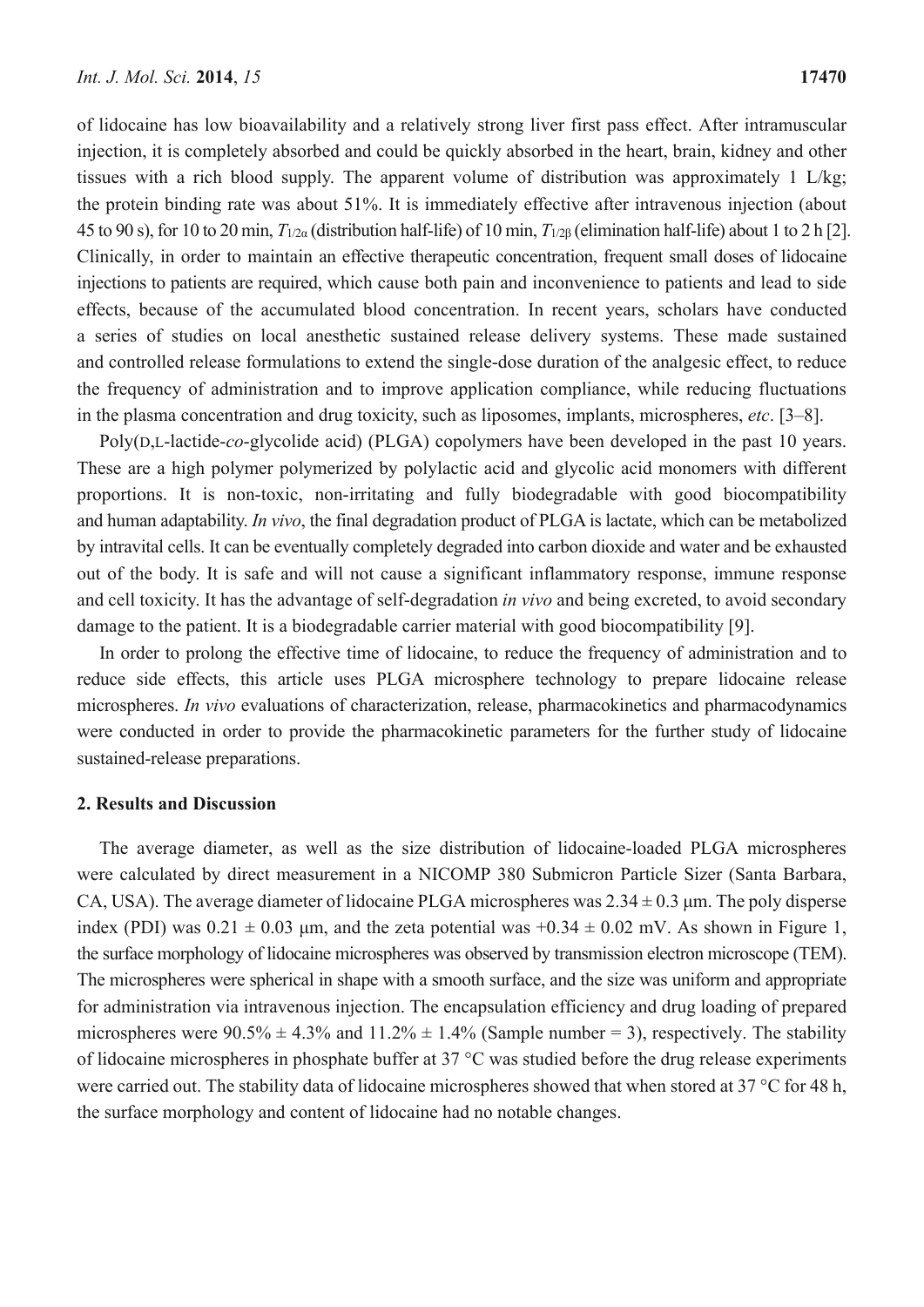of lidocaine has low bioavailability and a relatively strong liver first pass effect. After intramuscular injection, it is completely absorbed and could be quickly absorbed in the heart, brain, kidney and other tissues with a rich blood supply. The apparent volume of distribution was approximately 1 L/kg; the protein binding rate was about 51%. It is immediately effective after intravenous injection (about 45 to 90 s), for 10 to 20 min, $T_{1/2\alpha}$ (distribution half-life) of 10 min, $T_{1/2\beta}$ (elimination half-life) about 1 to 2 h [2]. Clinically, in order to maintain an effective therapeutic concentration, frequent small doses of lidocaine injections to patients are required, which cause both pain and inconvenience to patients and lead to side effects, because of the accumulated blood concentration. In recent years, scholars have conducted a series of studies on local anesthetic sustained release delivery systems. These made sustained and controlled release formulations to extend the single-dose duration of the analgesic effect, to reduce the frequency of administration and to improve application compliance, while reducing fluctuations in the plasma concentration and drug toxicity, such as liposomes, implants, microspheres, *etc*. [3–8].

Poly(D,L-lactide-*co*-glycolide acid) (PLGA) copolymers have been developed in the past 10 years. These are a high polymer polymerized by polylactic acid and glycolic acid monomers with different proportions. It is non-toxic, non-irritating and fully biodegradable with good biocompatibility and human adaptability. *In vivo*, the final degradation product of PLGA is lactate, which can be metabolized by intravital cells. It can be eventually completely degraded into carbon dioxide and water and be exhausted out of the body. It is safe and will not cause a significant inflammatory response, immune response and cell toxicity. It has the advantage of self-degradation *in vivo* and being excreted, to avoid secondary damage to the patient. It is a biodegradable carrier material with good biocompatibility [9].

In order to prolong the effective time of lidocaine, to reduce the frequency of administration and to reduce side effects, this article uses PLGA microsphere technology to prepare lidocaine release microspheres. *In vivo* evaluations of characterization, release, pharmacokinetics and pharmacodynamics were conducted in order to provide the pharmacokinetic parameters for the further study of lidocaine sustained-release preparations.

## 2. Results and Discussion

The average diameter, as well as the size distribution of lidocaine-loaded PLGA microspheres were calculated by direct measurement in a NICOMP 380 Submicron Particle Sizer (Santa Barbara, CA, USA). The average diameter of lidocaine PLGA microspheres was $2.34 \pm 0.3$ μm. The poly disperse index (PDI) was $0.21 \pm 0.03$ μm, and the zeta potential was $+0.34 \pm 0.02$ mV. As shown in Figure 1, the surface morphology of lidocaine microspheres was observed by transmission electron microscope (TEM). The microspheres were spherical in shape with a smooth surface, and the size was uniform and appropriate for administration via intravenous injection. The encapsulation efficiency and drug loading of prepared microspheres were $90.5\% \pm 4.3\%$ and $11.2\% \pm 1.4\%$ (Sample number = 3), respectively. The stability of lidocaine microspheres in phosphate buffer at 37 °C was studied before the drug release experiments were carried out. The stability data of lidocaine microspheres showed that when stored at 37 °C for 48 h, the surface morphology and content of lidocaine had no notable changes.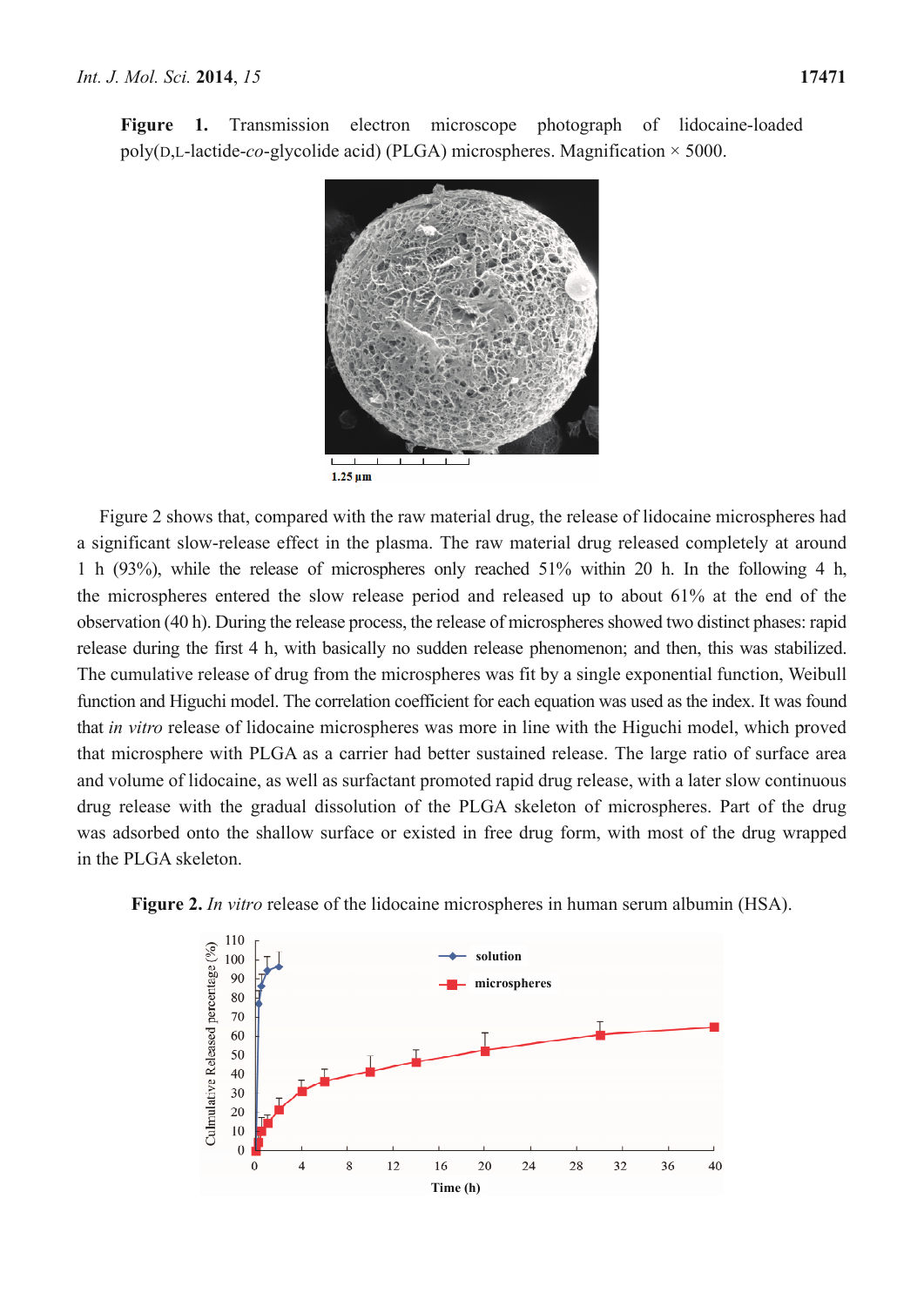**Figure 1.** Transmission electron microscope photograph of lidocaine-loaded poly(D,L-lactide-*co*-glycolide acid) (PLGA) microspheres. Magnification × 5000.

Figure 2 shows that, compared with the raw material drug, the release of lidocaine microspheres had a significant slow-release effect in the plasma. The raw material drug released completely at around 1 h (93%), while the release of microspheres only reached 51% within 20 h. In the following 4 h, the microspheres entered the slow release period and released up to about 61% at the end of the observation (40 h). During the release process, the release of microspheres showed two distinct phases: rapid release during the first 4 h, with basically no sudden release phenomenon; and then, this was stabilized. The cumulative release of drug from the microspheres was fit by a single exponential function, Weibull function and Higuchi model. The correlation coefficient for each equation was used as the index. It was found that *in vitro* release of lidocaine microspheres was more in line with the Higuchi model, which proved that microsphere with PLGA as a carrier had better sustained release. The large ratio of surface area and volume of lidocaine, as well as surfactant promoted rapid drug release, with a later slow continuous drug release with the gradual dissolution of the PLGA skeleton of microspheres. Part of the drug was adsorbed onto the shallow surface or existed in free drug form, with most of the drug wrapped in the PLGA skeleton.

**Figure 2.** *In vitro* release of the lidocaine microspheres in human serum albumin (HSA).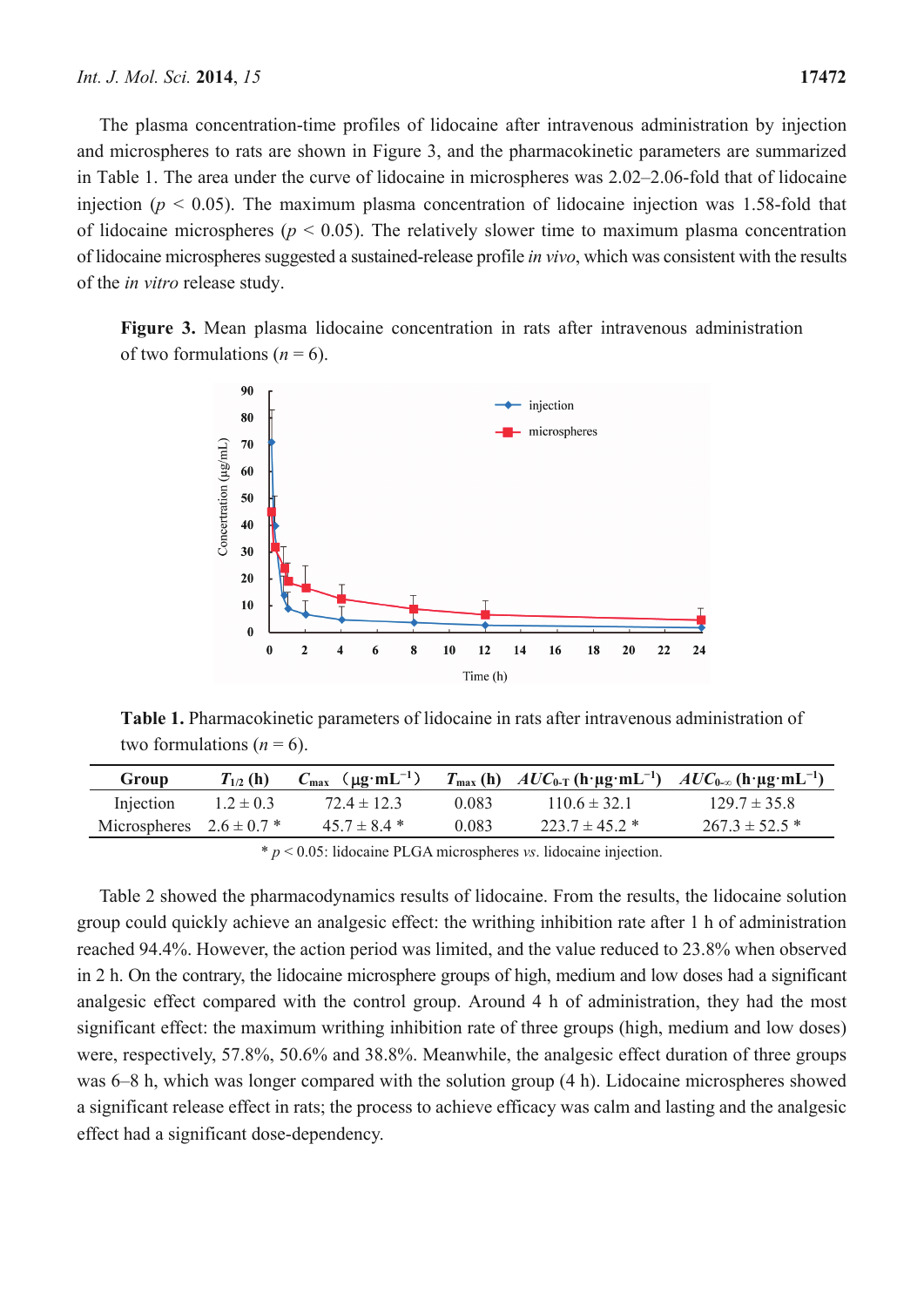The plasma concentration-time profiles of lidocaine after intravenous administration by injection and microspheres to rats are shown in Figure 3, and the pharmacokinetic parameters are summarized in Table 1. The area under the curve of lidocaine in microspheres was 2.02–2.06-fold that of lidocaine injection ($p < 0.05$). The maximum plasma concentration of lidocaine injection was 1.58-fold that of lidocaine microspheres ($p < 0.05$). The relatively slower time to maximum plasma concentration of lidocaine microspheres suggested a sustained-release profile *in vivo*, which was consistent with the results of the *in vitro* release study.

**Figure 3.** Mean plasma lidocaine concentration in rats after intravenous administration of two formulations ($n = 6$).

**Table 1.** Pharmacokinetic parameters of lidocaine in rats after intravenous administration of two formulations ($n = 6$).

| Group | $T_{1/2}$ (h) | $C_{max}$ (μg·mL$^{-1}$) | $T_{max}$ (h) | $AUC_{0\text{-}T}$ (h·μg·mL$^{-1}$) | $AUC_{0\text{-}\infty}$ (h·μg·mL$^{-1}$) |
|---|---|---|---|---|---|
| Injection | 1.2 ± 0.3 | 72.4 ± 12.3 | 0.083 | 110.6 ± 32.1 | 129.7 ± 35.8 |
| Microspheres | 2.6 ± 0.7 * | 45.7 ± 8.4 * | 0.083 | 223.7 ± 45.2 * | 267.3 ± 52.5 * |

* $p < 0.05$: lidocaine PLGA microspheres *vs.* lidocaine injection.

Table 2 showed the pharmacodynamics results of lidocaine. From the results, the lidocaine solution group could quickly achieve an analgesic effect: the writhing inhibition rate after 1 h of administration reached 94.4%. However, the action period was limited, and the value reduced to 23.8% when observed in 2 h. On the contrary, the lidocaine microsphere groups of high, medium and low doses had a significant analgesic effect compared with the control group. Around 4 h of administration, they had the most significant effect: the maximum writhing inhibition rate of three groups (high, medium and low doses) were, respectively, 57.8%, 50.6% and 38.8%. Meanwhile, the analgesic effect duration of three groups was 6–8 h, which was longer compared with the solution group (4 h). Lidocaine microspheres showed a significant release effect in rats; the process to achieve efficacy was calm and lasting and the analgesic effect had a significant dose-dependency.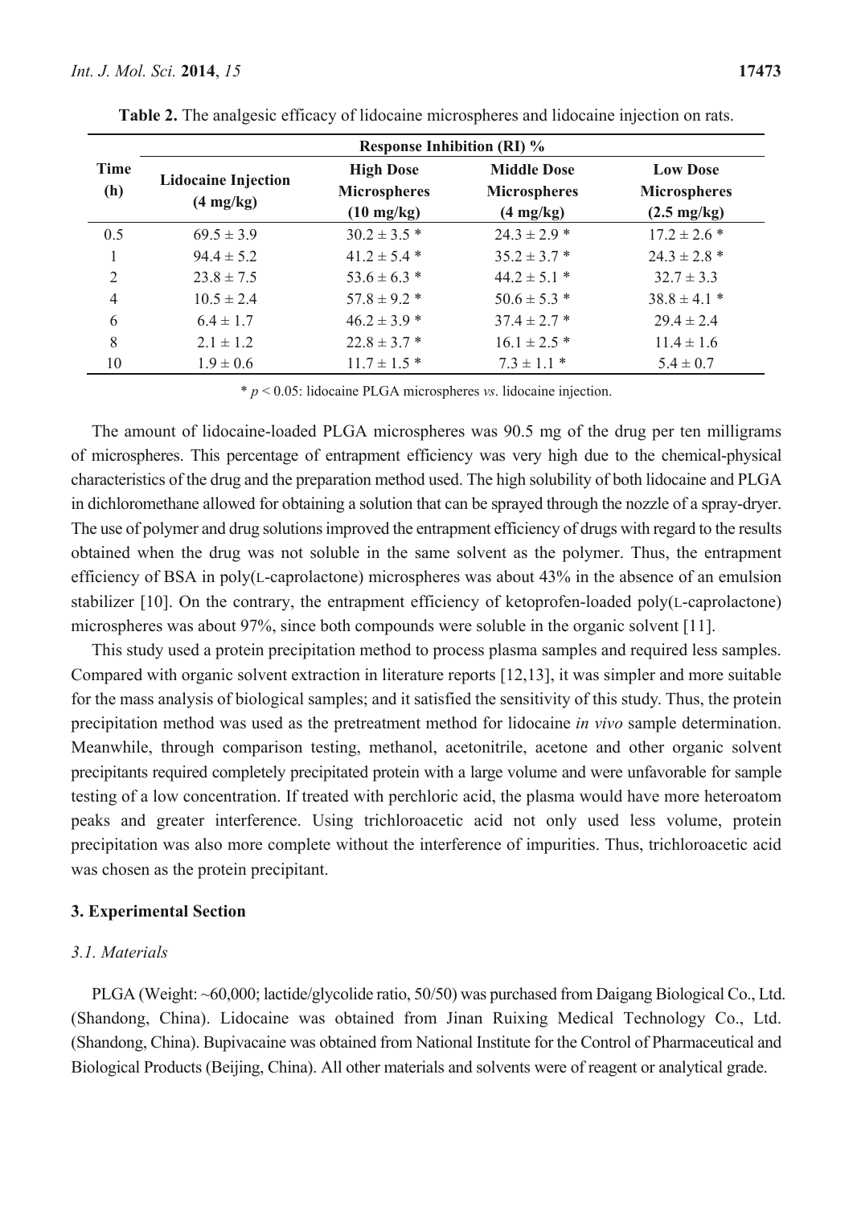**Table 2.** The analgesic efficacy of lidocaine microspheres and lidocaine injection on rats.

| Time (h) | Response Inhibition (RI) % | | | |
|---|---|---|---|---|
| | Lidocaine Injection (4 mg/kg) | High Dose Microspheres (10 mg/kg) | Middle Dose Microspheres (4 mg/kg) | Low Dose Microspheres (2.5 mg/kg) |
| 0.5 | 69.5 ± 3.9 | 30.2 ± 3.5 * | 24.3 ± 2.9 * | 17.2 ± 2.6 * |
| 1 | 94.4 ± 5.2 | 41.2 ± 5.4 * | 35.2 ± 3.7 * | 24.3 ± 2.8 * |
| 2 | 23.8 ± 7.5 | 53.6 ± 6.3 * | 44.2 ± 5.1 * | 32.7 ± 3.3 |
| 4 | 10.5 ± 2.4 | 57.8 ± 9.2 * | 50.6 ± 5.3 * | 38.8 ± 4.1 * |
| 6 | 6.4 ± 1.7 | 46.2 ± 3.9 * | 37.4 ± 2.7 * | 29.4 ± 2.4 |
| 8 | 2.1 ± 1.2 | 22.8 ± 3.7 * | 16.1 ± 2.5 * | 11.4 ± 1.6 |
| 10 | 1.9 ± 0.6 | 11.7 ± 1.5 * | 7.3 ± 1.1 * | 5.4 ± 0.7 |

* $p < 0.05$: lidocaine PLGA microspheres *vs*. lidocaine injection.

The amount of lidocaine-loaded PLGA microspheres was 90.5 mg of the drug per ten milligrams of microspheres. This percentage of entrapment efficiency was very high due to the chemical-physical characteristics of the drug and the preparation method used. The high solubility of both lidocaine and PLGA in dichloromethane allowed for obtaining a solution that can be sprayed through the nozzle of a spray-dryer. The use of polymer and drug solutions improved the entrapment efficiency of drugs with regard to the results obtained when the drug was not soluble in the same solvent as the polymer. Thus, the entrapment efficiency of BSA in poly(L-caprolactone) microspheres was about 43% in the absence of an emulsion stabilizer [10]. On the contrary, the entrapment efficiency of ketoprofen-loaded poly(L-caprolactone) microspheres was about 97%, since both compounds were soluble in the organic solvent [11].

This study used a protein precipitation method to process plasma samples and required less samples. Compared with organic solvent extraction in literature reports [12,13], it was simpler and more suitable for the mass analysis of biological samples; and it satisfied the sensitivity of this study. Thus, the protein precipitation method was used as the pretreatment method for lidocaine *in vivo* sample determination. Meanwhile, through comparison testing, methanol, acetonitrile, acetone and other organic solvent precipitants required completely precipitated protein with a large volume and were unfavorable for sample testing of a low concentration. If treated with perchloric acid, the plasma would have more heteroatom peaks and greater interference. Using trichloroacetic acid not only used less volume, protein precipitation was also more complete without the interference of impurities. Thus, trichloroacetic acid was chosen as the protein precipitant.

## 3. Experimental Section

### 3.1. Materials

PLGA (Weight: ~60,000; lactide/glycolide ratio, 50/50) was purchased from Daigang Biological Co., Ltd. (Shandong, China). Lidocaine was obtained from Jinan Ruixing Medical Technology Co., Ltd. (Shandong, China). Bupivacaine was obtained from National Institute for the Control of Pharmaceutical and Biological Products (Beijing, China). All other materials and solvents were of reagent or analytical grade.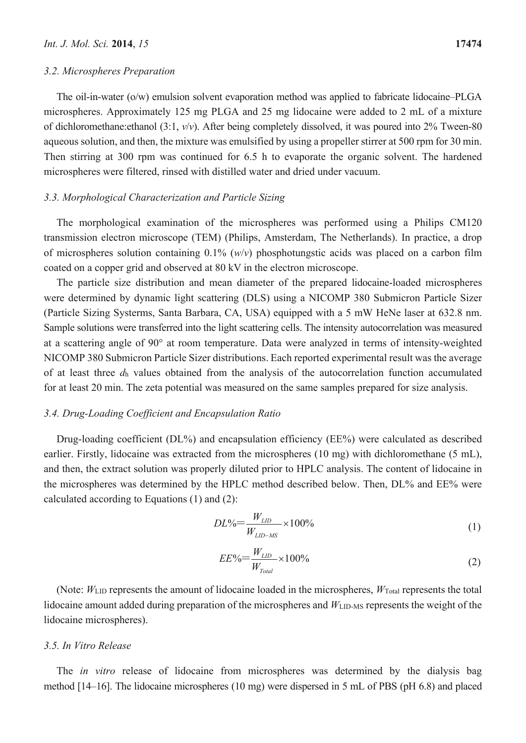### 3.2. Microspheres Preparation

The oil-in-water (o/w) emulsion solvent evaporation method was applied to fabricate lidocaine–PLGA microspheres. Approximately 125 mg PLGA and 25 mg lidocaine were added to 2 mL of a mixture of dichloromethane:ethanol (3:1, *v*/*v*). After being completely dissolved, it was poured into 2% Tween-80 aqueous solution, and then, the mixture was emulsified by using a propeller stirrer at 500 rpm for 30 min. Then stirring at 300 rpm was continued for 6.5 h to evaporate the organic solvent. The hardened microspheres were filtered, rinsed with distilled water and dried under vacuum.

### 3.3. Morphological Characterization and Particle Sizing

The morphological examination of the microspheres was performed using a Philips CM120 transmission electron microscope (TEM) (Philips, Amsterdam, The Netherlands). In practice, a drop of microspheres solution containing 0.1% (*w*/*v*) phosphotungstic acids was placed on a carbon film coated on a copper grid and observed at 80 kV in the electron microscope.

The particle size distribution and mean diameter of the prepared lidocaine-loaded microspheres were determined by dynamic light scattering (DLS) using a NICOMP 380 Submicron Particle Sizer (Particle Sizing Systerms, Santa Barbara, CA, USA) equipped with a 5 mW HeNe laser at 632.8 nm. Sample solutions were transferred into the light scattering cells. The intensity autocorrelation was measured at a scattering angle of 90° at room temperature. Data were analyzed in terms of intensity-weighted NICOMP 380 Submicron Particle Sizer distributions. Each reported experimental result was the average of at least three $d_h$ values obtained from the analysis of the autocorrelation function accumulated for at least 20 min. The zeta potential was measured on the same samples prepared for size analysis.

### 3.4. Drug-Loading Coefficient and Encapsulation Ratio

Drug-loading coefficient (DL%) and encapsulation efficiency (EE%) were calculated as described earlier. Firstly, lidocaine was extracted from the microspheres (10 mg) with dichloromethane (5 mL), and then, the extract solution was properly diluted prior to HPLC analysis. The content of lidocaine in the microspheres was determined by the HPLC method described below. Then, DL% and EE% were calculated according to Equations (1) and (2):

$$DL\% = \frac{W_{LID}}{W_{LID-MS}} \times 100\% \tag{1}$$

$$EE\% = \frac{W_{LID}}{W_{Total}} \times 100\% \tag{2}$$

(Note: $W_{LID}$ represents the amount of lidocaine loaded in the microspheres, $W_{Total}$ represents the total lidocaine amount added during preparation of the microspheres and $W_{LID-MS}$ represents the weight of the lidocaine microspheres).

### 3.5. In Vitro Release

The *in vitro* release of lidocaine from microspheres was determined by the dialysis bag method [14–16]. The lidocaine microspheres (10 mg) were dispersed in 5 mL of PBS (pH 6.8) and placed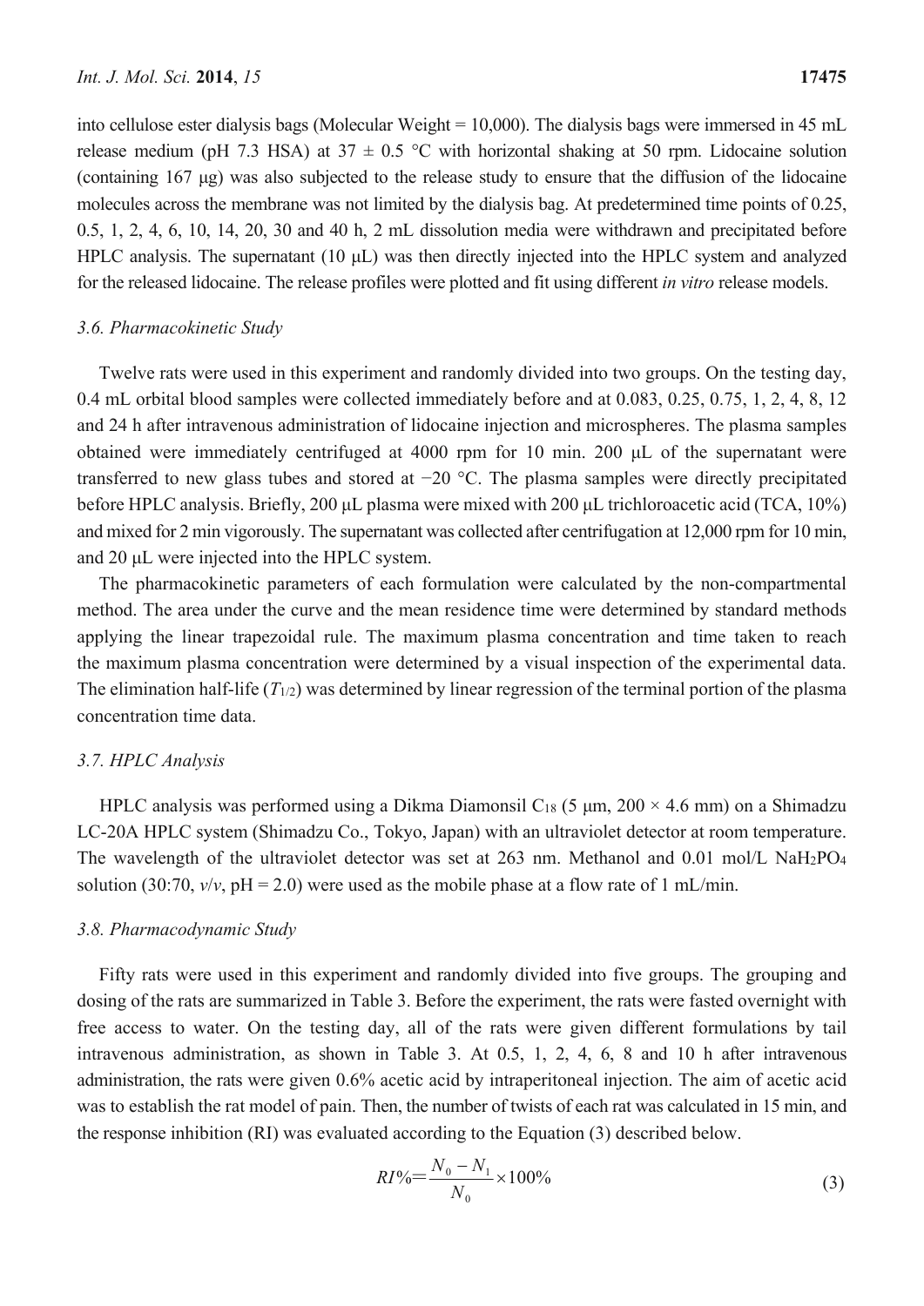into cellulose ester dialysis bags (Molecular Weight = 10,000). The dialysis bags were immersed in 45 mL release medium (pH 7.3 HSA) at 37 ± 0.5 °C with horizontal shaking at 50 rpm. Lidocaine solution (containing 167 μg) was also subjected to the release study to ensure that the diffusion of the lidocaine molecules across the membrane was not limited by the dialysis bag. At predetermined time points of 0.25, 0.5, 1, 2, 4, 6, 10, 14, 20, 30 and 40 h, 2 mL dissolution media were withdrawn and precipitated before HPLC analysis. The supernatant (10 μL) was then directly injected into the HPLC system and analyzed for the released lidocaine. The release profiles were plotted and fit using different *in vitro* release models.

### 3.6. Pharmacokinetic Study

Twelve rats were used in this experiment and randomly divided into two groups. On the testing day, 0.4 mL orbital blood samples were collected immediately before and at 0.083, 0.25, 0.75, 1, 2, 4, 8, 12 and 24 h after intravenous administration of lidocaine injection and microspheres. The plasma samples obtained were immediately centrifuged at 4000 rpm for 10 min. 200 μL of the supernatant were transferred to new glass tubes and stored at −20 °C. The plasma samples were directly precipitated before HPLC analysis. Briefly, 200 μL plasma were mixed with 200 μL trichloroacetic acid (TCA, 10%) and mixed for 2 min vigorously. The supernatant was collected after centrifugation at 12,000 rpm for 10 min, and 20 μL were injected into the HPLC system.

The pharmacokinetic parameters of each formulation were calculated by the non-compartmental method. The area under the curve and the mean residence time were determined by standard methods applying the linear trapezoidal rule. The maximum plasma concentration and time taken to reach the maximum plasma concentration were determined by a visual inspection of the experimental data. The elimination half-life ($T_{1/2}$) was determined by linear regression of the terminal portion of the plasma concentration time data.

### 3.7. HPLC Analysis

HPLC analysis was performed using a Dikma Diamonsil $C_{18}$ (5 μm, 200 × 4.6 mm) on a Shimadzu LC-20A HPLC system (Shimadzu Co., Tokyo, Japan) with an ultraviolet detector at room temperature. The wavelength of the ultraviolet detector was set at 263 nm. Methanol and 0.01 mol/L $NaH_2PO_4$ solution (30:70, *v*/*v*, pH = 2.0) were used as the mobile phase at a flow rate of 1 mL/min.

### 3.8. Pharmacodynamic Study

Fifty rats were used in this experiment and randomly divided into five groups. The grouping and dosing of the rats are summarized in Table 3. Before the experiment, the rats were fasted overnight with free access to water. On the testing day, all of the rats were given different formulations by tail intravenous administration, as shown in Table 3. At 0.5, 1, 2, 4, 6, 8 and 10 h after intravenous administration, the rats were given 0.6% acetic acid by intraperitoneal injection. The aim of acetic acid was to establish the rat model of pain. Then, the number of twists of each rat was calculated in 15 min, and the response inhibition (RI) was evaluated according to the Equation (3) described below.

$$RI\% = \frac{N_0 - N_1}{N_0} \times 100\% \tag{3}$$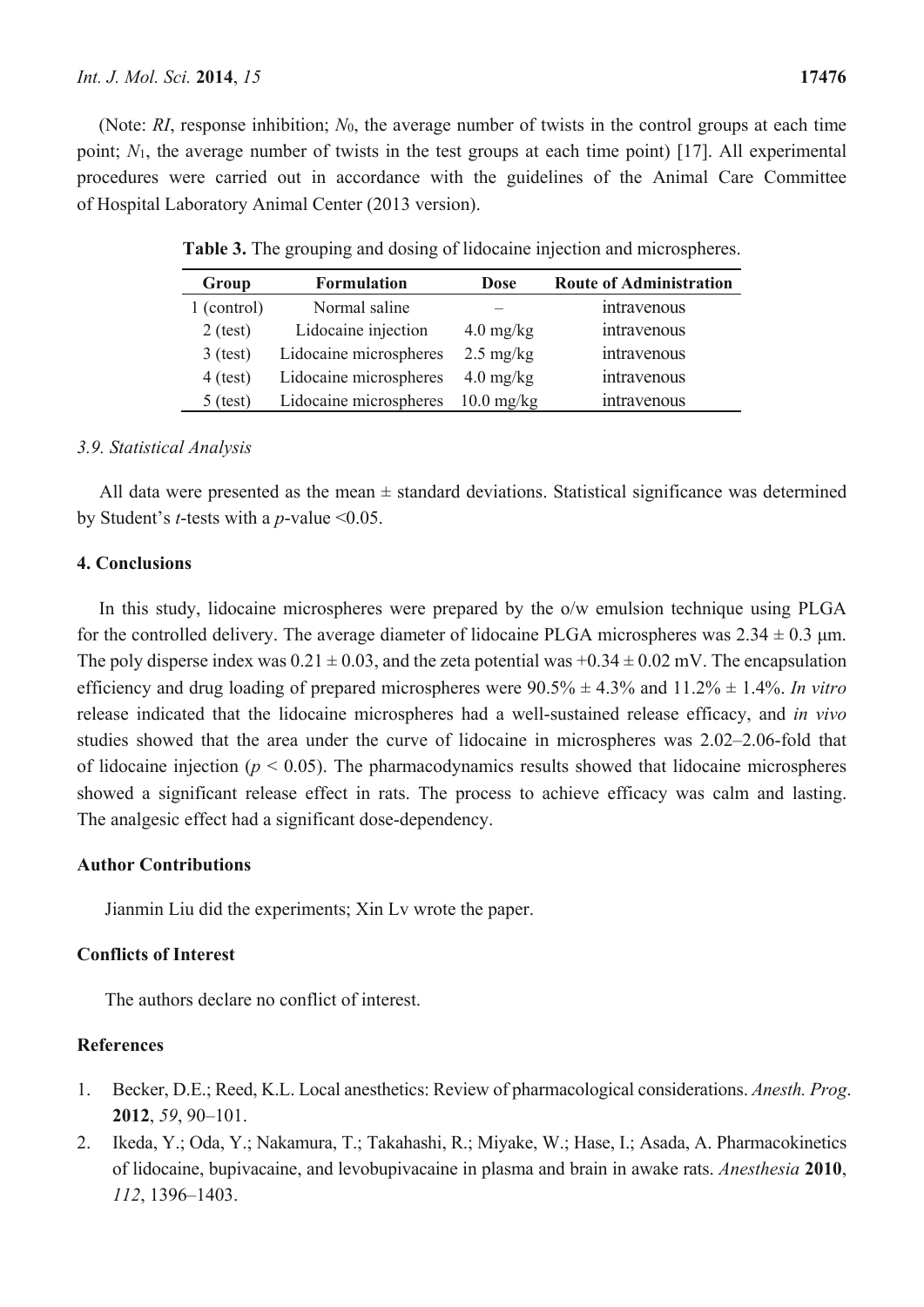(Note: *RI*, response inhibition; $N_0$, the average number of twists in the control groups at each time point; $N_1$, the average number of twists in the test groups at each time point) [17]. All experimental procedures were carried out in accordance with the guidelines of the Animal Care Committee of Hospital Laboratory Animal Center (2013 version).

**Table 3.** The grouping and dosing of lidocaine injection and microspheres.

| Group | Formulation | Dose | Route of Administration |
|---|---|---|---|
| 1 (control) | Normal saline | – | intravenous |
| 2 (test) | Lidocaine injection | 4.0 mg/kg | intravenous |
| 3 (test) | Lidocaine microspheres | 2.5 mg/kg | intravenous |
| 4 (test) | Lidocaine microspheres | 4.0 mg/kg | intravenous |
| 5 (test) | Lidocaine microspheres | 10.0 mg/kg | intravenous |

### *3.9. Statistical Analysis*

All data were presented as the mean ± standard deviations. Statistical significance was determined by Student's *t*-tests with a *p*-value <0.05.

## 4. Conclusions

In this study, lidocaine microspheres were prepared by the o/w emulsion technique using PLGA for the controlled delivery. The average diameter of lidocaine PLGA microspheres was 2.34 ± 0.3 μm. The poly disperse index was 0.21 ± 0.03, and the zeta potential was +0.34 ± 0.02 mV. The encapsulation efficiency and drug loading of prepared microspheres were 90.5% ± 4.3% and 11.2% ± 1.4%. *In vitro* release indicated that the lidocaine microspheres had a well-sustained release efficacy, and *in vivo* studies showed that the area under the curve of lidocaine in microspheres was 2.02–2.06-fold that of lidocaine injection ($p < 0.05$). The pharmacodynamics results showed that lidocaine microspheres showed a significant release effect in rats. The process to achieve efficacy was calm and lasting. The analgesic effect had a significant dose-dependency.

## Author Contributions

Jianmin Liu did the experiments; Xin Lv wrote the paper.

## Conflicts of Interest

The authors declare no conflict of interest.

## References

1. Becker, D.E.; Reed, K.L. Local anesthetics: Review of pharmacological considerations. *Anesth. Prog*. **2012**, *59*, 90–101.
2. Ikeda, Y.; Oda, Y.; Nakamura, T.; Takahashi, R.; Miyake, W.; Hase, I.; Asada, A. Pharmacokinetics of lidocaine, bupivacaine, and levobupivacaine in plasma and brain in awake rats. *Anesthesia* **2010**, *112*, 1396–1403.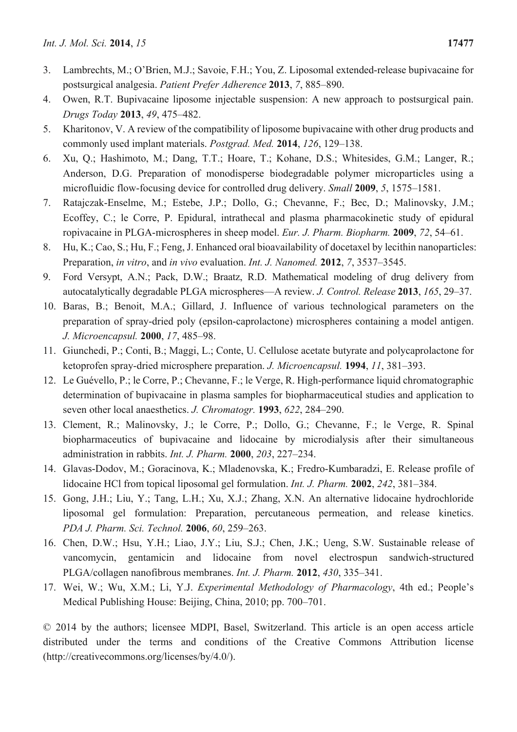3. Lambrechts, M.; O'Brien, M.J.; Savoie, F.H.; You, Z. Liposomal extended-release bupivacaine for postsurgical analgesia. *Patient Prefer Adherence* **2013**, *7*, 885–890.
4. Owen, R.T. Bupivacaine liposome injectable suspension: A new approach to postsurgical pain. *Drugs Today* **2013**, *49*, 475–482.
5. Kharitonov, V. A review of the compatibility of liposome bupivacaine with other drug products and commonly used implant materials. *Postgrad. Med.* **2014**, *126*, 129–138.
6. Xu, Q.; Hashimoto, M.; Dang, T.T.; Hoare, T.; Kohane, D.S.; Whitesides, G.M.; Langer, R.; Anderson, D.G. Preparation of monodisperse biodegradable polymer microparticles using a microfluidic flow-focusing device for controlled drug delivery. *Small* **2009**, *5*, 1575–1581.
7. Ratajczak-Enselme, M.; Estebe, J.P.; Dollo, G.; Chevanne, F.; Bec, D.; Malinovsky, J.M.; Ecoffey, C.; le Corre, P. Epidural, intrathecal and plasma pharmacokinetic study of epidural ropivacaine in PLGA-microspheres in sheep model. *Eur. J. Pharm. Biopharm.* **2009**, *72*, 54–61.
8. Hu, K.; Cao, S.; Hu, F.; Feng, J. Enhanced oral bioavailability of docetaxel by lecithin nanoparticles: Preparation, *in vitro*, and *in vivo* evaluation. *Int. J. Nanomed.* **2012**, *7*, 3537–3545.
9. Ford Versypt, A.N.; Pack, D.W.; Braatz, R.D. Mathematical modeling of drug delivery from autocatalytically degradable PLGA microspheres—A review. *J. Control. Release* **2013**, *165*, 29–37.
10. Baras, B.; Benoit, M.A.; Gillard, J. Influence of various technological parameters on the preparation of spray-dried poly (epsilon-caprolactone) microspheres containing a model antigen. *J. Microencapsul.* **2000**, *17*, 485–98.
11. Giunchedi, P.; Conti, B.; Maggi, L.; Conte, U. Cellulose acetate butyrate and polycaprolactone for ketoprofen spray-dried microsphere preparation. *J. Microencapsul.* **1994**, *11*, 381–393.
12. Le Guévello, P.; le Corre, P.; Chevanne, F.; le Verge, R. High-performance liquid chromatographic determination of bupivacaine in plasma samples for biopharmaceutical studies and application to seven other local anaesthetics. *J. Chromatogr.* **1993**, *622*, 284–290.
13. Clement, R.; Malinovsky, J.; le Corre, P.; Dollo, G.; Chevanne, F.; le Verge, R. Spinal biopharmaceutics of bupivacaine and lidocaine by microdialysis after their simultaneous administration in rabbits. *Int. J. Pharm.* **2000**, *203*, 227–234.
14. Glavas-Dodov, M.; Goracinova, K.; Mladenovska, K.; Fredro-Kumbaradzi, E. Release profile of lidocaine HCl from topical liposomal gel formulation. *Int. J. Pharm.* **2002**, *242*, 381–384.
15. Gong, J.H.; Liu, Y.; Tang, L.H.; Xu, X.J.; Zhang, X.N. An alternative lidocaine hydrochloride liposomal gel formulation: Preparation, percutaneous permeation, and release kinetics. *PDA J. Pharm. Sci. Technol.* **2006**, *60*, 259–263.
16. Chen, D.W.; Hsu, Y.H.; Liao, J.Y.; Liu, S.J.; Chen, J.K.; Ueng, S.W. Sustainable release of vancomycin, gentamicin and lidocaine from novel electrospun sandwich-structured PLGA/collagen nanofibrous membranes. *Int. J. Pharm.* **2012**, *430*, 335–341.
17. Wei, W.; Wu, X.M.; Li, Y.J. *Experimental Methodology of Pharmacology*, 4th ed.; People's Medical Publishing House: Beijing, China, 2010; pp. 700–701.

© 2014 by the authors; licensee MDPI, Basel, Switzerland. This article is an open access article distributed under the terms and conditions of the Creative Commons Attribution license (http://creativecommons.org/licenses/by/4.0/).